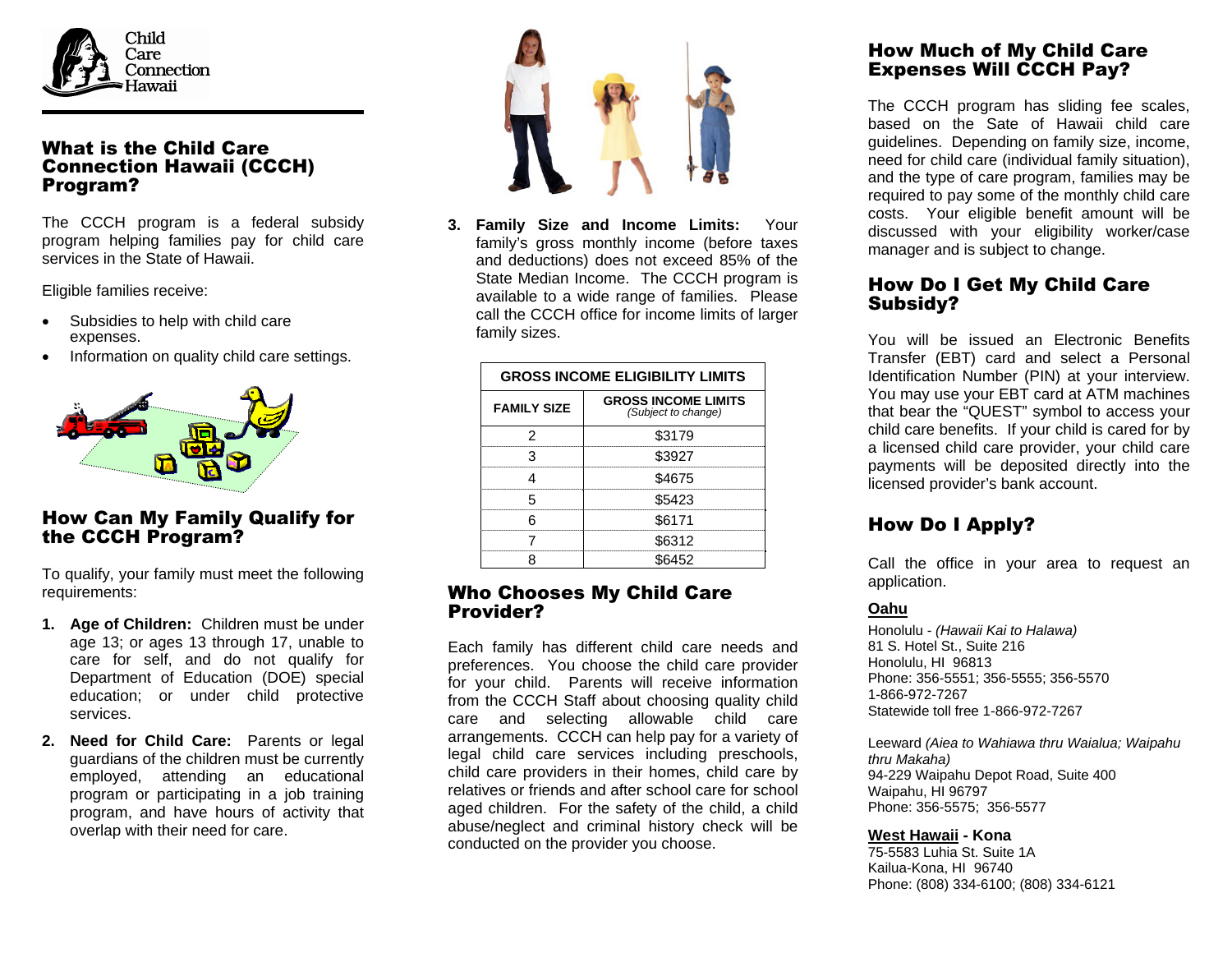Child Care Connection Hawaii

## What is the Child Care Connection Hawaii (CCCH) Program?

The CCCH program is a federal subsidy program helping families pay for child care services in the State of Hawaii.

Eligible families receive:

- Subsidies to help with child care expenses.
- Information on quality child care settings.

## How Can My Family Qualify for the CCCH Program?

To qualify, your family must meet the following requirements:

1. **Age of Children:** Children must be under age 13; or ages 13 through 17, unable to care for self, and do not qualify for Department of Education (DOE) special education; or under child protective services.
2. **Need for Child Care:** Parents or legal guardians of the children must be currently employed, attending an educational program or participating in a job training program, and have hours of activity that overlap with their need for care.
3. **Family Size and Income Limits:** Your family's gross monthly income (before taxes and deductions) does not exceed 85% of the State Median Income. The CCCH program is available to a wide range of families. Please call the CCCH office for income limits of larger family sizes.

| GROSS INCOME ELIGIBILITY LIMITS | |
|---|---|
| **FAMILY SIZE** | **GROSS INCOME LIMITS** *(Subject to change)* |
| 2 | $3179 |
| 3 | $3927 |
| 4 | $4675 |
| 5 | $5423 |
| 6 | $6171 |
| 7 | $6312 |
| 8 | $6452 |

## Who Chooses My Child Care Provider?

Each family has different child care needs and preferences. You choose the child care provider for your child. Parents will receive information from the CCCH Staff about choosing quality child care and selecting allowable child care arrangements. CCCH can help pay for a variety of legal child care services including preschools, child care providers in their homes, child care by relatives or friends and after school care for school aged children. For the safety of the child, a child abuse/neglect and criminal history check will be conducted on the provider you choose.

## How Much of My Child Care Expenses Will CCCH Pay?

The CCCH program has sliding fee scales, based on the Sate of Hawaii child care guidelines. Depending on family size, income, need for child care (individual family situation), and the type of care program, families may be required to pay some of the monthly child care costs. Your eligible benefit amount will be discussed with your eligibility worker/case manager and is subject to change.

## How Do I Get My Child Care Subsidy?

You will be issued an Electronic Benefits Transfer (EBT) card and select a Personal Identification Number (PIN) at your interview. You may use your EBT card at ATM machines that bear the "QUEST" symbol to access your child care benefits. If your child is cared for by a licensed child care provider, your child care payments will be deposited directly into the licensed provider's bank account.

## How Do I Apply?

Call the office in your area to request an application.

### Oahu

Honolulu - *(Hawaii Kai to Halawa)*
81 S. Hotel St., Suite 216
Honolulu, HI 96813
Phone: 356-5551; 356-5555; 356-5570
1-866-972-7267
Statewide toll free 1-866-972-7267

Leeward *(Aiea to Wahiawa thru Waialua; Waipahu thru Makaha)*
94-229 Waipahu Depot Road, Suite 400
Waipahu, HI 96797
Phone: 356-5575; 356-5577

**West Hawaii - Kona**
75-5583 Luhia St. Suite 1A
Kailua-Kona, HI 96740
Phone: (808) 334-6100; (808) 334-6121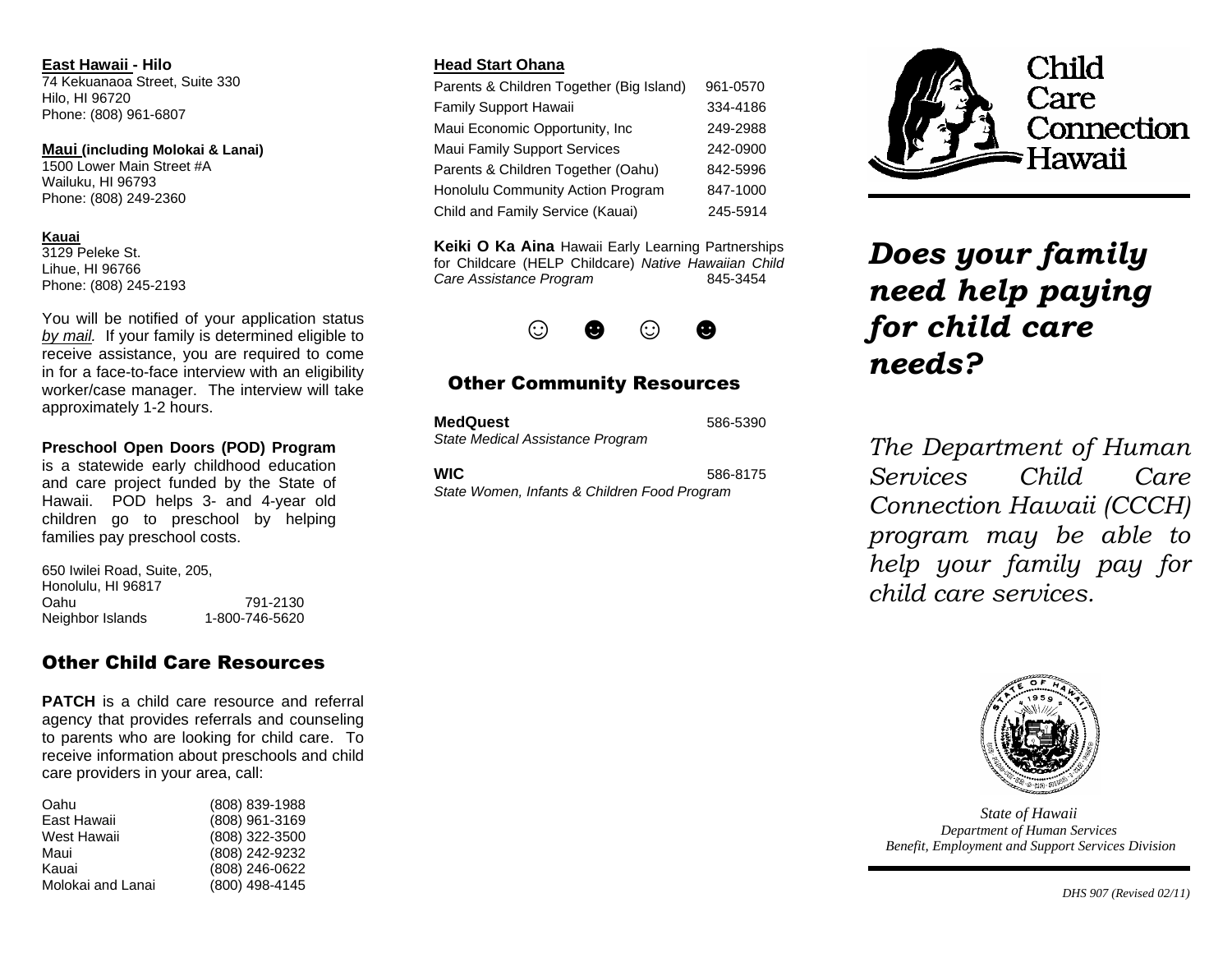**East Hawaii - Hilo**
74 Kekuanaoa Street, Suite 330
Hilo, HI 96720
Phone: (808) 961-6807

**Maui (including Molokai & Lanai)**
1500 Lower Main Street #A
Wailuku, HI 96793
Phone: (808) 249-2360

**Kauai**
3129 Peleke St.
Lihue, HI 96766
Phone: (808) 245-2193

You will be notified of your application status *by mail.* If your family is determined eligible to receive assistance, you are required to come in for a face-to-face interview with an eligibility worker/case manager. The interview will take approximately 1-2 hours.

**Preschool Open Doors (POD) Program** is a statewide early childhood education and care project funded by the State of Hawaii. POD helps 3- and 4-year old children go to preschool by helping families pay preschool costs.

650 Iwilei Road, Suite, 205,
Honolulu, HI 96817

| | |
|---|---|
| Oahu | 791-2130 |
| Neighbor Islands | 1-800-746-5620 |

## Other Child Care Resources

**PATCH** is a child care resource and referral agency that provides referrals and counseling to parents who are looking for child care. To receive information about preschools and child care providers in your area, call:

| | |
|---|---|
| Oahu | (808) 839-1988 |
| East Hawaii | (808) 961-3169 |
| West Hawaii | (808) 322-3500 |
| Maui | (808) 242-9232 |
| Kauai | (808) 246-0622 |
| Molokai and Lanai | (800) 498-4145 |

**Head Start Ohana**

| | |
|---|---|
| Parents & Children Together (Big Island) | 961-0570 |
| Family Support Hawaii | 334-4186 |
| Maui Economic Opportunity, Inc | 249-2988 |
| Maui Family Support Services | 242-0900 |
| Parents & Children Together (Oahu) | 842-5996 |
| Honolulu Community Action Program | 847-1000 |
| Child and Family Service (Kauai) | 245-5914 |

**Keiki O Ka Aina** Hawaii Early Learning Partnerships for Childcare (HELP Childcare) *Native Hawaiian Child Care Assistance Program* 845-3454

☺ ☻ ☺ ☻

## Other Community Resources

**MedQuest** 586-5390
*State Medical Assistance Program*

**WIC** 586-8175
*State Women, Infants & Children Food Program*

Child Care Connection Hawaii

# *Does your family need help paying for child care needs?*

*The Department of Human Services Child Care Connection Hawaii (CCCH) program may be able to help your family pay for child care services.*

*State of Hawaii*
*Department of Human Services*
*Benefit, Employment and Support Services Division*

*DHS 907 (Revised 02/11)*